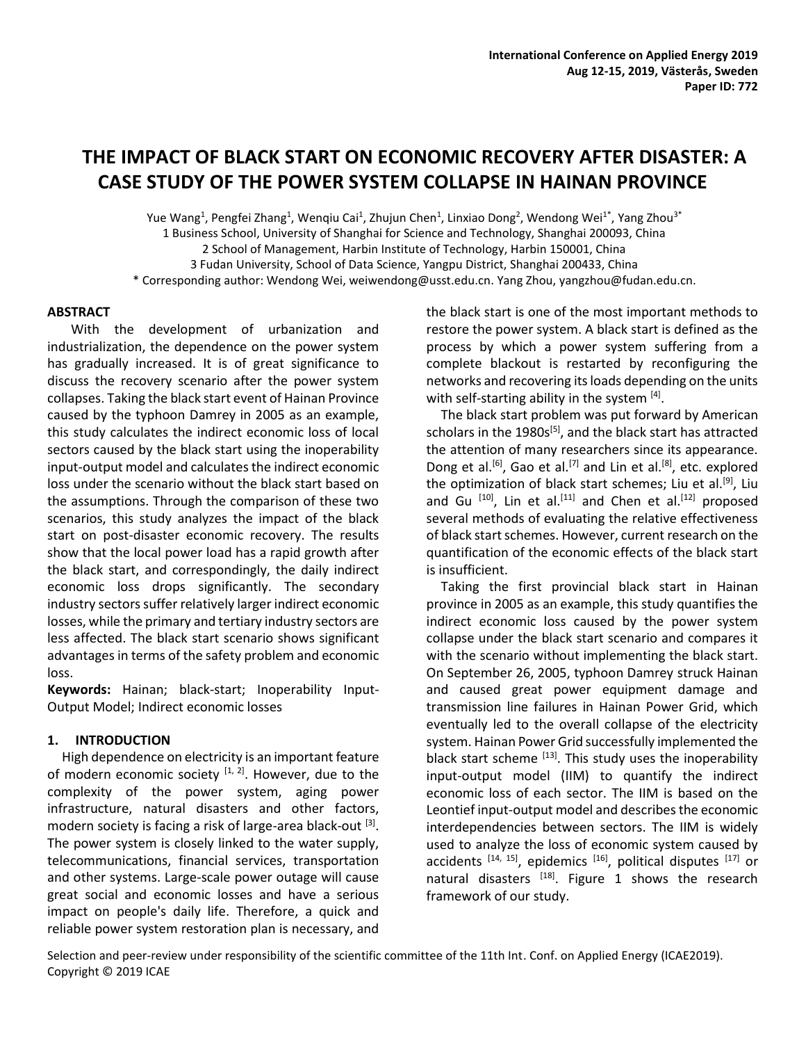# THE IMPACT OF BLACK START ON ECONOMIC RECOVERY AFTER DISASTER: A CASE STUDY OF THE POWER SYSTEM COLLAPSE IN HAINAN PROVINCE

Yue Wang[1], Pengfei Zhang[1], Wenqiu Cai[1], Zhujun Chen[1], Linxiao Dong[2], Wendong Wei[1*], Yang Zhou[3*]

1 Business School, University of Shanghai for Science and Technology, Shanghai 200093, China

2 School of Management, Harbin Institute of Technology, Harbin 150001, China

3 Fudan University, School of Data Science, Yangpu District, Shanghai 200433, China

* Corresponding author: Wendong Wei, weiwendong@usst.edu.cn. Yang Zhou, yangzhou@fudan.edu.cn.

## ABSTRACT

With the development of urbanization and industrialization, the dependence on the power system has gradually increased. It is of great significance to discuss the recovery scenario after the power system collapses. Taking the black start event of Hainan Province caused by the typhoon Damrey in 2005 as an example, this study calculates the indirect economic loss of local sectors caused by the black start using the inoperability input-output model and calculates the indirect economic loss under the scenario without the black start based on the assumptions. Through the comparison of these two scenarios, this study analyzes the impact of the black start on post-disaster economic recovery. The results show that the local power load has a rapid growth after the black start, and correspondingly, the daily indirect economic loss drops significantly. The secondary industry sectors suffer relatively larger indirect economic losses, while the primary and tertiary industry sectors are less affected. The black start scenario shows significant advantages in terms of the safety problem and economic loss.

**Keywords:** Hainan; black-start; Inoperability Input-Output Model; Indirect economic losses

## 1. INTRODUCTION

High dependence on electricity is an important feature of modern economic society [1, 2]. However, due to the complexity of the power system, aging power infrastructure, natural disasters and other factors, modern society is facing a risk of large-area black-out [3]. The power system is closely linked to the water supply, telecommunications, financial services, transportation and other systems. Large-scale power outage will cause great social and economic losses and have a serious impact on people's daily life. Therefore, a quick and reliable power system restoration plan is necessary, and the black start is one of the most important methods to restore the power system. A black start is defined as the process by which a power system suffering from a complete blackout is restarted by reconfiguring the networks and recovering its loads depending on the units with self-starting ability in the system [4].

The black start problem was put forward by American scholars in the 1980s[5], and the black start has attracted the attention of many researchers since its appearance. Dong et al.[6], Gao et al.[7] and Lin et al.[8], etc. explored the optimization of black start schemes; Liu et al.[9], Liu and Gu [10], Lin et al.[11] and Chen et al.[12] proposed several methods of evaluating the relative effectiveness of black start schemes. However, current research on the quantification of the economic effects of the black start is insufficient.

Taking the first provincial black start in Hainan province in 2005 as an example, this study quantifies the indirect economic loss caused by the power system collapse under the black start scenario and compares it with the scenario without implementing the black start. On September 26, 2005, typhoon Damrey struck Hainan and caused great power equipment damage and transmission line failures in Hainan Power Grid, which eventually led to the overall collapse of the electricity system. Hainan Power Grid successfully implemented the black start scheme [13]. This study uses the inoperability input-output model (IIM) to quantify the indirect economic loss of each sector. The IIM is based on the Leontief input-output model and describes the economic interdependencies between sectors. The IIM is widely used to analyze the loss of economic system caused by accidents [14, 15], epidemics [16], political disputes [17] or natural disasters [18]. Figure 1 shows the research framework of our study.

Selection and peer-review under responsibility of the scientific committee of the 11th Int. Conf. on Applied Energy (ICAE2019).
Copyright © 2019 ICAE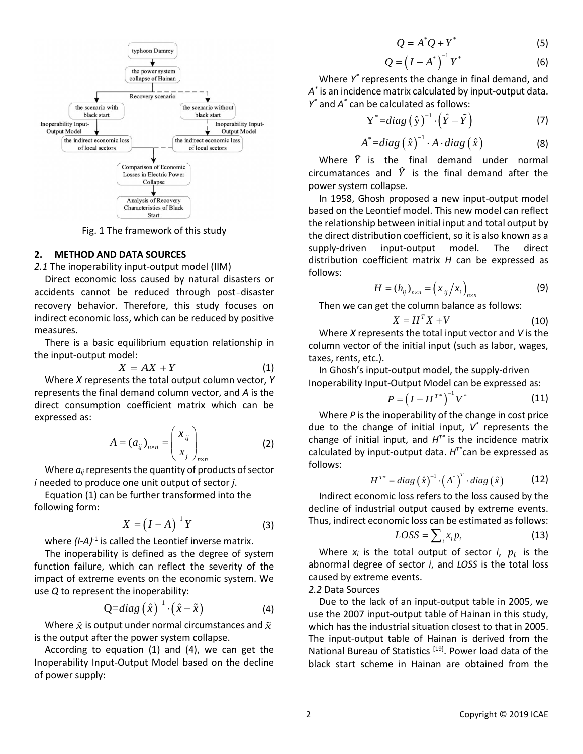Fig. 1 The framework of this study

## 2. METHOD AND DATA SOURCES

*2.1* The inoperability input-output model (IIM)

Direct economic loss caused by natural disasters or accidents cannot be reduced through post-disaster recovery behavior. Therefore, this study focuses on indirect economic loss, which can be reduced by positive measures.

There is a basic equilibrium equation relationship in the input-output model:

$$X = AX + Y \tag{1}$$

Where *X* represents the total output column vector, *Y* represents the final demand column vector, and *A* is the direct consumption coefficient matrix which can be expressed as:

$$A = (a_{ij})_{n\times n} = \left(\frac{x_{ij}}{x_j}\right)_{n\times n} \tag{2}$$

Where $a_{ij}$ represents the quantity of products of sector *i* needed to produce one unit output of sector *j*.

Equation (1) can be further transformed into the following form:

$$X = (I - A)^{-1} Y \tag{3}$$

where $(I-A)^{-1}$ is called the Leontief inverse matrix.

The inoperability is defined as the degree of system function failure, which can reflect the severity of the impact of extreme events on the economic system. We use *Q* to represent the inoperability:

$$Q = diag(\hat{x})^{-1} \cdot (\hat{x} - \tilde{x}) \tag{4}$$

Where $\hat{x}$ is output under normal circumstances and $\tilde{x}$ is the output after the power system collapse.

According to equation (1) and (4), we can get the Inoperability Input-Output Model based on the decline of power supply:

$$Q = A^{*}Q + Y^{*} \tag{5}$$

$$Q = (I - A^{*})^{-1} Y^{*} \tag{6}$$

Where $Y^*$ represents the change in final demand, and $A^*$ is an incidence matrix calculated by input-output data. $Y^*$ and $A^*$ can be calculated as follows:

$$Y^{*} = diag(\hat{y})^{-1} \cdot (\hat{Y} - \tilde{Y}) \tag{7}$$

$$A^{*} = diag(\hat{x})^{-1} \cdot A \cdot diag(\hat{x}) \tag{8}$$

Where $\hat{Y}$ is the final demand under normal circumatances and $\hat{Y}$ is the final demand after the power system collapse.

In 1958, Ghosh proposed a new input-output model based on the Leontief model. This new model can reflect the relationship between initial input and total output by the direct distribution coefficient, so it is also known as a supply-driven input-output model. The direct distribution coefficient matrix *H* can be expressed as follows:

$$H = (h_{ij})_{n\times n} = (x_{ij}/x_i)_{n\times n} \tag{9}$$

Then we can get the column balance as follows:

$$X = H^{T} X + V \tag{10}$$

Where *X* represents the total input vector and *V* is the column vector of the initial input (such as labor, wages, taxes, rents, etc.).

In Ghosh's input-output model, the supply-driven Inoperability Input-Output Model can be expressed as:

$$P = (I - H^{T*})^{-1} V^{*} \tag{11}$$

Where *P* is the inoperability of the change in cost price due to the change of initial input, $V^*$ represents the change of initial input, and $H^{T*}$ is the incidence matrix calculated by input-output data. $H^{T*}$ can be expressed as follows:

$$H^{T*} = diag(\hat{x})^{-1} \cdot (A^{*})^{T} \cdot diag(\hat{x}) \tag{12}$$

Indirect economic loss refers to the loss caused by the decline of industrial output caused by extreme events. Thus, indirect economic loss can be estimated as follows:

$$LOSS = \sum_i x_i p_i \tag{13}$$

Where $x_i$ is the total output of sector *i*, $p_i$ is the abnormal degree of sector *i*, and *LOSS* is the total loss caused by extreme events.

*2.2* Data Sources

Due to the lack of an input-output table in 2005, we use the 2007 input-output table of Hainan in this study, which has the industrial situation closest to that in 2005. The input-output table of Hainan is derived from the National Bureau of Statistics [19]. Power load data of the black start scheme in Hainan are obtained from the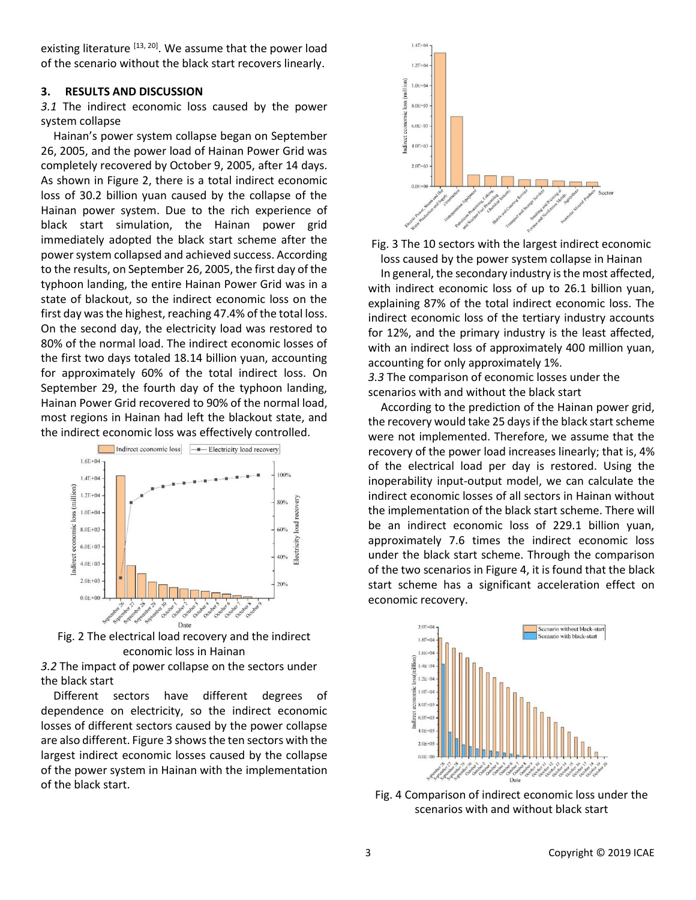existing literature [13, 20]. We assume that the power load of the scenario without the black start recovers linearly.

## 3. RESULTS AND DISCUSSION

### *3.1* The indirect economic loss caused by the power system collapse

Hainan's power system collapse began on September 26, 2005, and the power load of Hainan Power Grid was completely recovered by October 9, 2005, after 14 days. As shown in Figure 2, there is a total indirect economic loss of 30.2 billion yuan caused by the collapse of the Hainan power system. Due to the rich experience of black start simulation, the Hainan power grid immediately adopted the black start scheme after the power system collapsed and achieved success. According to the results, on September 26, 2005, the first day of the typhoon landing, the entire Hainan Power Grid was in a state of blackout, so the indirect economic loss on the first day was the highest, reaching 47.4% of the total loss. On the second day, the electricity load was restored to 80% of the normal load. The indirect economic losses of the first two days totaled 18.14 billion yuan, accounting for approximately 60% of the total indirect loss. On September 29, the fourth day of the typhoon landing, Hainan Power Grid recovered to 90% of the normal load, most regions in Hainan had left the blackout state, and the indirect economic loss was effectively controlled.

Fig. 2 The electrical load recovery and the indirect economic loss in Hainan

### *3.2* The impact of power collapse on the sectors under the black start

Different sectors have different degrees of dependence on electricity, so the indirect economic losses of different sectors caused by the power collapse are also different. Figure 3 shows the ten sectors with the largest indirect economic losses caused by the collapse of the power system in Hainan with the implementation of the black start.

Fig. 3 The 10 sectors with the largest indirect economic loss caused by the power system collapse in Hainan

In general, the secondary industry is the most affected, with indirect economic loss of up to 26.1 billion yuan, explaining 87% of the total indirect economic loss. The indirect economic loss of the tertiary industry accounts for 12%, and the primary industry is the least affected, with an indirect loss of approximately 400 million yuan, accounting for only approximately 1%.

### *3.3* The comparison of economic losses under the scenarios with and without the black start

According to the prediction of the Hainan power grid, the recovery would take 25 days if the black start scheme were not implemented. Therefore, we assume that the recovery of the power load increases linearly; that is, 4% of the electrical load per day is restored. Using the inoperability input-output model, we can calculate the indirect economic losses of all sectors in Hainan without the implementation of the black start scheme. There will be an indirect economic loss of 229.1 billion yuan, approximately 7.6 times the indirect economic loss under the black start scheme. Through the comparison of the two scenarios in Figure 4, it is found that the black start scheme has a significant acceleration effect on economic recovery.

Fig. 4 Comparison of indirect economic loss under the scenarios with and without black start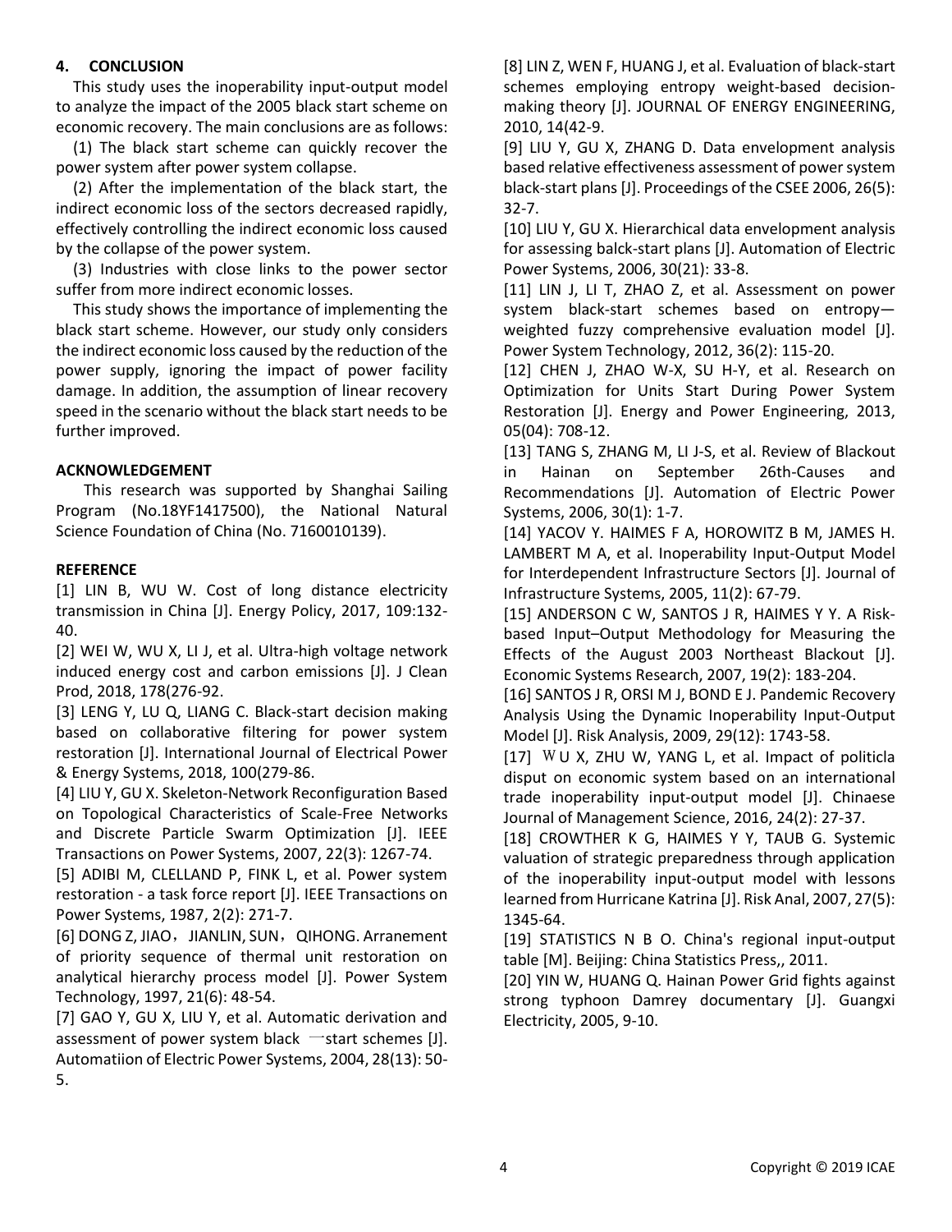## 4. CONCLUSION

This study uses the inoperability input-output model to analyze the impact of the 2005 black start scheme on economic recovery. The main conclusions are as follows:

(1) The black start scheme can quickly recover the power system after power system collapse.

(2) After the implementation of the black start, the indirect economic loss of the sectors decreased rapidly, effectively controlling the indirect economic loss caused by the collapse of the power system.

(3) Industries with close links to the power sector suffer from more indirect economic losses.

This study shows the importance of implementing the black start scheme. However, our study only considers the indirect economic loss caused by the reduction of the power supply, ignoring the impact of power facility damage. In addition, the assumption of linear recovery speed in the scenario without the black start needs to be further improved.

## ACKNOWLEDGEMENT

This research was supported by Shanghai Sailing Program (No.18YF1417500), the National Natural Science Foundation of China (No. 7160010139).

## REFERENCE

[1] LIN B, WU W. Cost of long distance electricity transmission in China [J]. Energy Policy, 2017, 109:132-40.

[2] WEI W, WU X, LI J, et al. Ultra-high voltage network induced energy cost and carbon emissions [J]. J Clean Prod, 2018, 178(276-92.

[3] LENG Y, LU Q, LIANG C. Black-start decision making based on collaborative filtering for power system restoration [J]. International Journal of Electrical Power & Energy Systems, 2018, 100(279-86.

[4] LIU Y, GU X. Skeleton-Network Reconfiguration Based on Topological Characteristics of Scale-Free Networks and Discrete Particle Swarm Optimization [J]. IEEE Transactions on Power Systems, 2007, 22(3): 1267-74.

[5] ADIBI M, CLELLAND P, FINK L, et al. Power system restoration - a task force report [J]. IEEE Transactions on Power Systems, 1987, 2(2): 271-7.

[6] DONG Z, JIAO，JIANLIN, SUN，QIHONG. Arranement of priority sequence of thermal unit restoration on analytical hierarchy process model [J]. Power System Technology, 1997, 21(6): 48-54.

[7] GAO Y, GU X, LIU Y, et al. Automatic derivation and assessment of power system black —start schemes [J]. Automatiion of Electric Power Systems, 2004, 28(13): 50-5.

[8] LIN Z, WEN F, HUANG J, et al. Evaluation of black-start schemes employing entropy weight-based decision-making theory [J]. JOURNAL OF ENERGY ENGINEERING, 2010, 14(42-9.

[9] LIU Y, GU X, ZHANG D. Data envelopment analysis based relative effectiveness assessment of power system black-start plans [J]. Proceedings of the CSEE 2006, 26(5): 32-7.

[10] LIU Y, GU X. Hierarchical data envelopment analysis for assessing balck-start plans [J]. Automation of Electric Power Systems, 2006, 30(21): 33-8.

[11] LIN J, LI T, ZHAO Z, et al. Assessment on power system black-start schemes based on entropy—weighted fuzzy comprehensive evaluation model [J]. Power System Technology, 2012, 36(2): 115-20.

[12] CHEN J, ZHAO W-X, SU H-Y, et al. Research on Optimization for Units Start During Power System Restoration [J]. Energy and Power Engineering, 2013, 05(04): 708-12.

[13] TANG S, ZHANG M, LI J-S, et al. Review of Blackout in Hainan on September 26th-Causes and Recommendations [J]. Automation of Electric Power Systems, 2006, 30(1): 1-7.

[14] YACOV Y. HAIMES F A, HOROWITZ B M, JAMES H. LAMBERT M A, et al. Inoperability Input-Output Model for Interdependent Infrastructure Sectors [J]. Journal of Infrastructure Systems, 2005, 11(2): 67-79.

[15] ANDERSON C W, SANTOS J R, HAIMES Y Y. A Risk-based Input–Output Methodology for Measuring the Effects of the August 2003 Northeast Blackout [J]. Economic Systems Research, 2007, 19(2): 183-204.

[16] SANTOS J R, ORSI M J, BOND E J. Pandemic Recovery Analysis Using the Dynamic Inoperability Input-Output Model [J]. Risk Analysis, 2009, 29(12): 1743-58.

[17] ＷU X, ZHU W, YANG L, et al. Impact of politicla disput on economic system based on an international trade inoperability input-output model [J]. Chinaese Journal of Management Science, 2016, 24(2): 27-37.

[18] CROWTHER K G, HAIMES Y Y, TAUB G. Systemic valuation of strategic preparedness through application of the inoperability input-output model with lessons learned from Hurricane Katrina [J]. Risk Anal, 2007, 27(5): 1345-64.

[19] STATISTICS N B O. China's regional input-output table [M]. Beijing: China Statistics Press,, 2011.

[20] YIN W, HUANG Q. Hainan Power Grid fights against strong typhoon Damrey documentary [J]. Guangxi Electricity, 2005, 9-10.